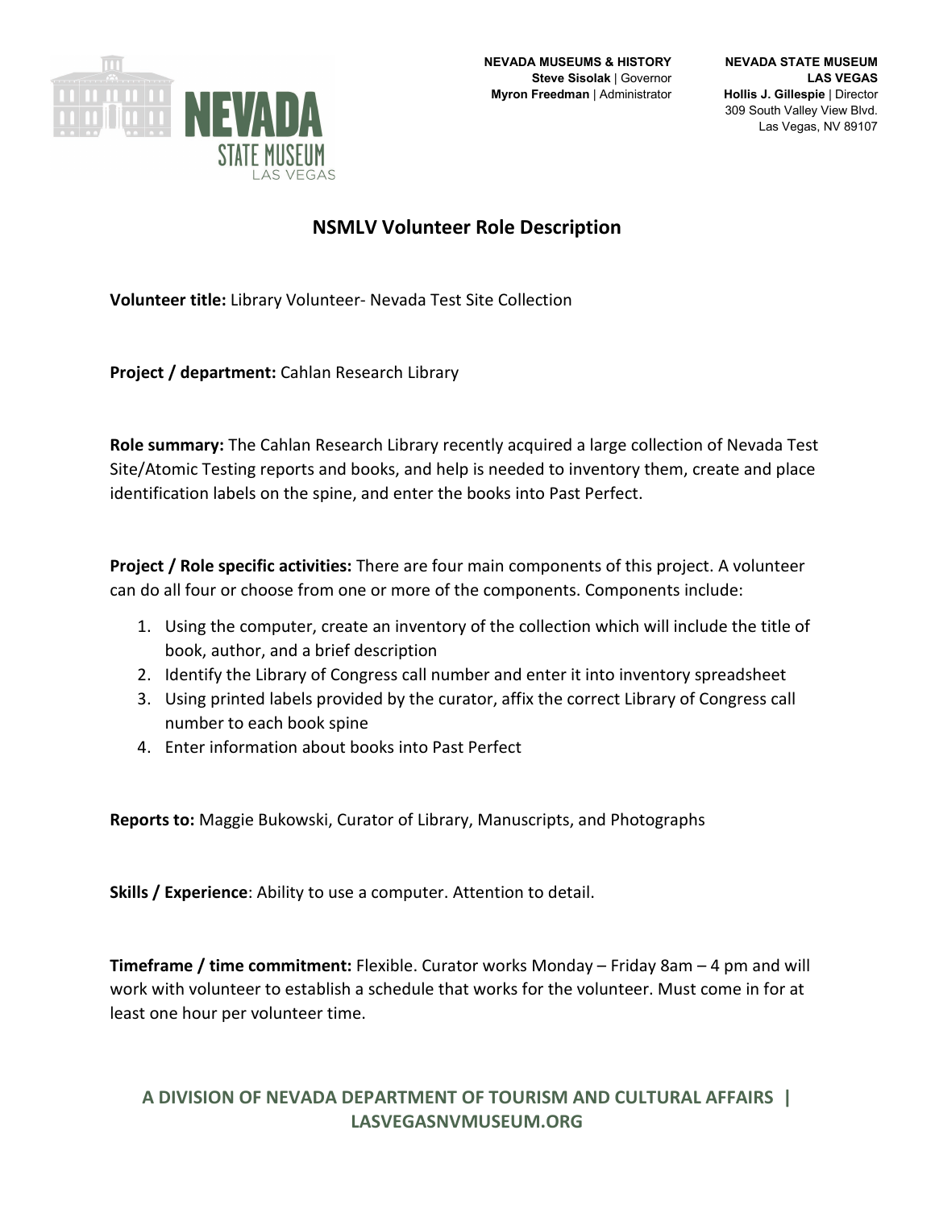NEVADA STATE MUSEUM LAS VEGAS

**NEVADA MUSEUMS & HISTORY**
**Steve Sisolak** | Governor
**Myron Freedman** | Administrator

**NEVADA STATE MUSEUM**
**LAS VEGAS**
**Hollis J. Gillespie** | Director
309 South Valley View Blvd.
Las Vegas, NV 89107

## NSMLV Volunteer Role Description

**Volunteer title:** Library Volunteer- Nevada Test Site Collection

**Project / department:** Cahlan Research Library

**Role summary:** The Cahlan Research Library recently acquired a large collection of Nevada Test Site/Atomic Testing reports and books, and help is needed to inventory them, create and place identification labels on the spine, and enter the books into Past Perfect.

**Project / Role specific activities:** There are four main components of this project. A volunteer can do all four or choose from one or more of the components. Components include:

1. Using the computer, create an inventory of the collection which will include the title of book, author, and a brief description
2. Identify the Library of Congress call number and enter it into inventory spreadsheet
3. Using printed labels provided by the curator, affix the correct Library of Congress call number to each book spine
4. Enter information about books into Past Perfect

**Reports to:** Maggie Bukowski, Curator of Library, Manuscripts, and Photographs

**Skills / Experience**: Ability to use a computer. Attention to detail.

**Timeframe / time commitment:** Flexible. Curator works Monday – Friday 8am – 4 pm and will work with volunteer to establish a schedule that works for the volunteer. Must come in for at least one hour per volunteer time.

**A DIVISION OF NEVADA DEPARTMENT OF TOURISM AND CULTURAL AFFAIRS | LASVEGASNVMUSEUM.ORG**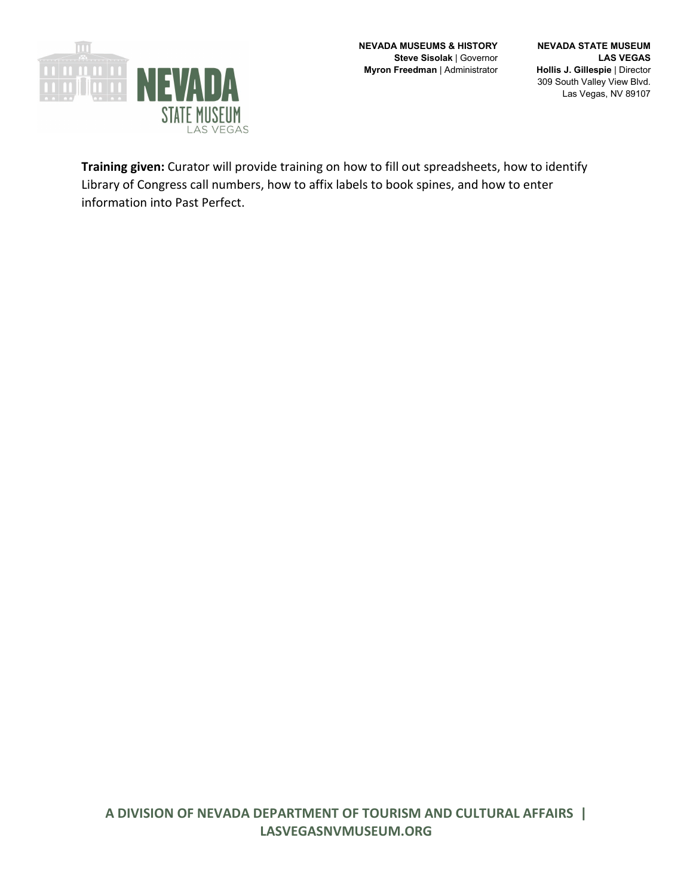**Training given:** Curator will provide training on how to fill out spreadsheets, how to identify Library of Congress call numbers, how to affix labels to book spines, and how to enter information into Past Perfect.